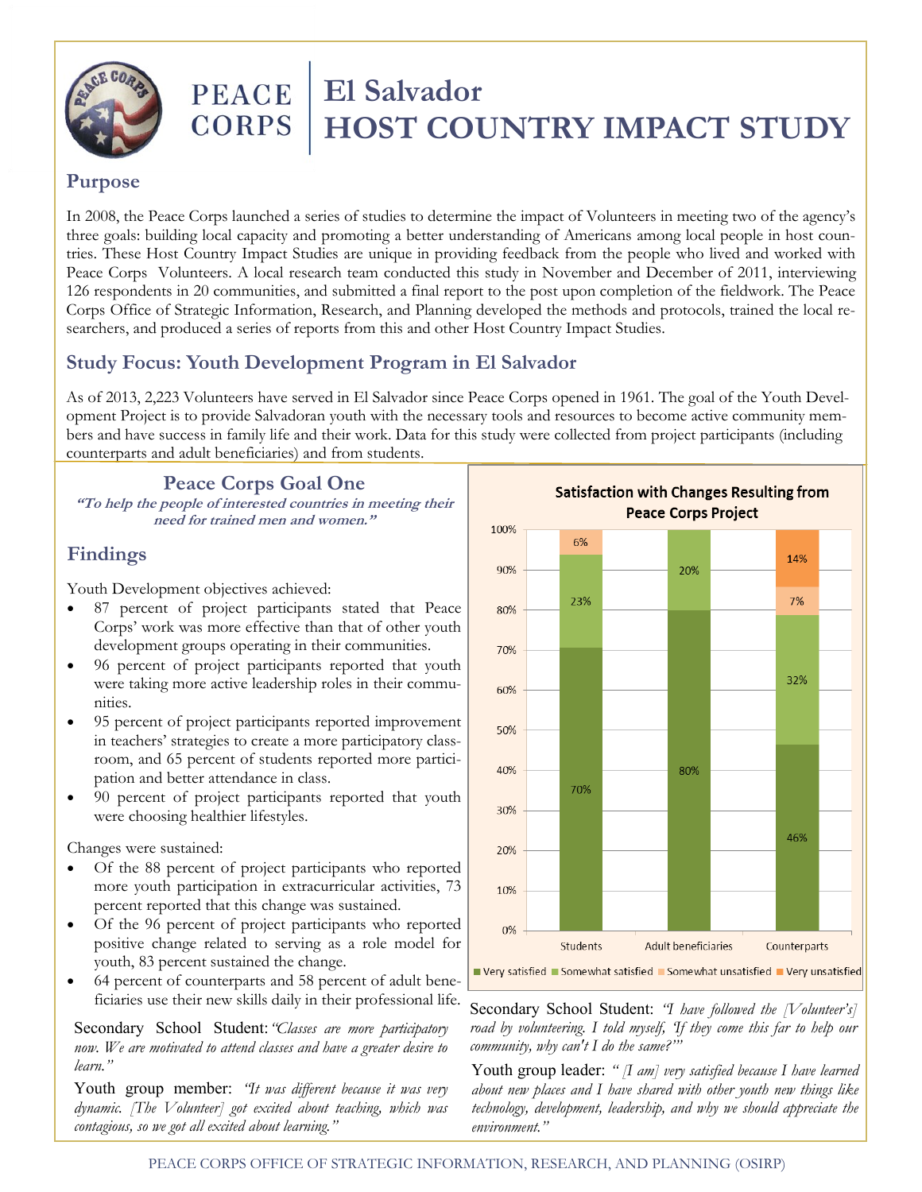# PEACE CORPS | El Salvador HOST COUNTRY IMPACT STUDY

## Purpose

In 2008, the Peace Corps launched a series of studies to determine the impact of Volunteers in meeting two of the agency's three goals: building local capacity and promoting a better understanding of Americans among local people in host countries. These Host Country Impact Studies are unique in providing feedback from the people who lived and worked with Peace Corps Volunteers. A local research team conducted this study in November and December of 2011, interviewing 126 respondents in 20 communities, and submitted a final report to the post upon completion of the fieldwork. The Peace Corps Office of Strategic Information, Research, and Planning developed the methods and protocols, trained the local researchers, and produced a series of reports from this and other Host Country Impact Studies.

## Study Focus: Youth Development Program in El Salvador

As of 2013, 2,223 Volunteers have served in El Salvador since Peace Corps opened in 1961. The goal of the Youth Development Project is to provide Salvadoran youth with the necessary tools and resources to become active community members and have success in family life and their work. Data for this study were collected from project participants (including counterparts and adult beneficiaries) and from students.

### Peace Corps Goal One

***"To help the people of interested countries in meeting their need for trained men and women."***

## Findings

Youth Development objectives achieved:

- 87 percent of project participants stated that Peace Corps' work was more effective than that of other youth development groups operating in their communities.
- 96 percent of project participants reported that youth were taking more active leadership roles in their communities.
- 95 percent of project participants reported improvement in teachers' strategies to create a more participatory classroom, and 65 percent of students reported more participation and better attendance in class.
- 90 percent of project participants reported that youth were choosing healthier lifestyles.

Changes were sustained:

- Of the 88 percent of project participants who reported more youth participation in extracurricular activities, 73 percent reported that this change was sustained.
- Of the 96 percent of project participants who reported positive change related to serving as a role model for youth, 83 percent sustained the change.
- 64 percent of counterparts and 58 percent of adult beneficiaries use their new skills daily in their professional life.

Secondary School Student: *"Classes are more participatory now. We are motivated to attend classes and have a greater desire to learn."*

Youth group member: *"It was different because it was very dynamic. [The Volunteer] got excited about teaching, which was contagious, so we got all excited about learning."*

**Satisfaction with Changes Resulting from Peace Corps Project**

| | Very satisfied | Somewhat satisfied | Somewhat unsatisfied | Very unsatisfied |
|---|---|---|---|---|
| Students | 70% | 23% | 6% | |
| Adult beneficiaries | 80% | 20% | | |
| Counterparts | 46% | 32% | 7% | 14% |

Secondary School Student: *"I have followed the [Volunteer's] road by volunteering. I told myself, 'If they come this far to help our community, why can't I do the same?'"*

Youth group leader: *" [I am] very satisfied because I have learned about new places and I have shared with other youth new things like technology, development, leadership, and why we should appreciate the environment."*

PEACE CORPS OFFICE OF STRATEGIC INFORMATION, RESEARCH, AND PLANNING (OSIRP)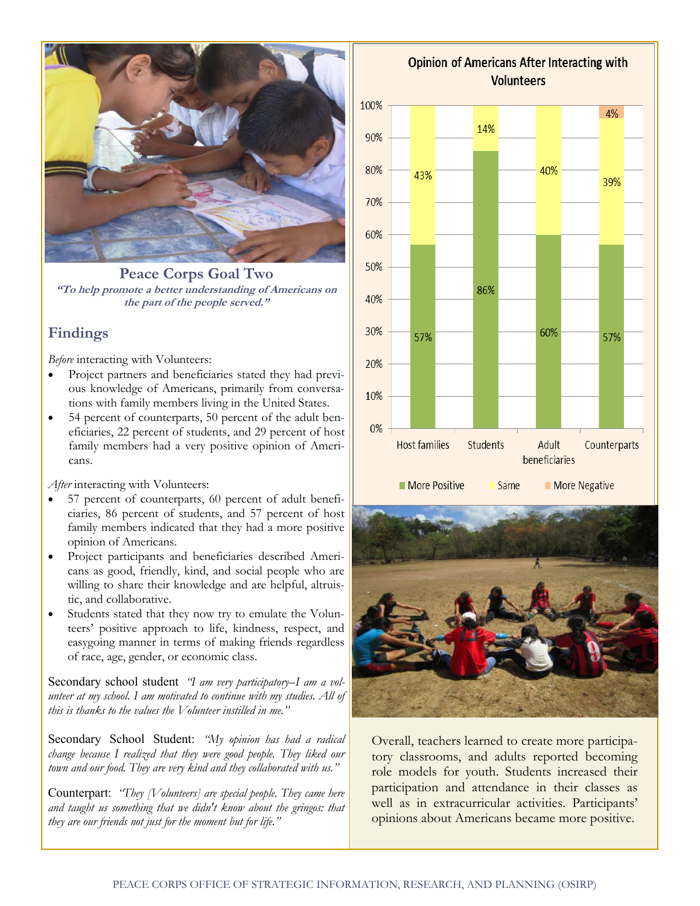## Peace Corps Goal Two

***"To help promote a better understanding of Americans on the part of the people served."***

## Findings

*Before* interacting with Volunteers:

- Project partners and beneficiaries stated they had previous knowledge of Americans, primarily from conversations with family members living in the United States.
- 54 percent of counterparts, 50 percent of the adult beneficiaries, 22 percent of students, and 29 percent of host family members had a very positive opinion of Americans.

*After* interacting with Volunteers:

- 57 percent of counterparts, 60 percent of adult beneficiaries, 86 percent of students, and 57 percent of host family members indicated that they had a more positive opinion of Americans.
- Project participants and beneficiaries described Americans as good, friendly, kind, and social people who are willing to share their knowledge and are helpful, altruistic, and collaborative.
- Students stated that they now try to emulate the Volunteers' positive approach to life, kindness, respect, and easygoing manner in terms of making friends regardless of race, age, gender, or economic class.

Secondary school student *"I am very participatory–I am a volunteer at my school. I am motivated to continue with my studies. All of this is thanks to the values the Volunteer instilled in me."*

Secondary School Student: *"My opinion has had a radical change because I realized that they were good people. They liked our town and our food. They are very kind and they collaborated with us."*

Counterpart: *"They [Volunteers] are special people. They came here and taught us something that we didn't know about the gringos: that they are our friends not just for the moment but for life."*

**Opinion of Americans After Interacting with Volunteers**

100%
90%
80%
70%
60%
50%
40%
30%
20%
10%
0%

Host families: 57%, 43%
Students: 86%, 14%
Adult beneficiaries: 60%, 40%
Counterparts: 57%, 39%, 4%

More Positive
Same
More Negative

Overall, teachers learned to create more participatory classrooms, and adults reported becoming role models for youth. Students increased their participation and attendance in their classes as well as in extracurricular activities. Participants' opinions about Americans became more positive.